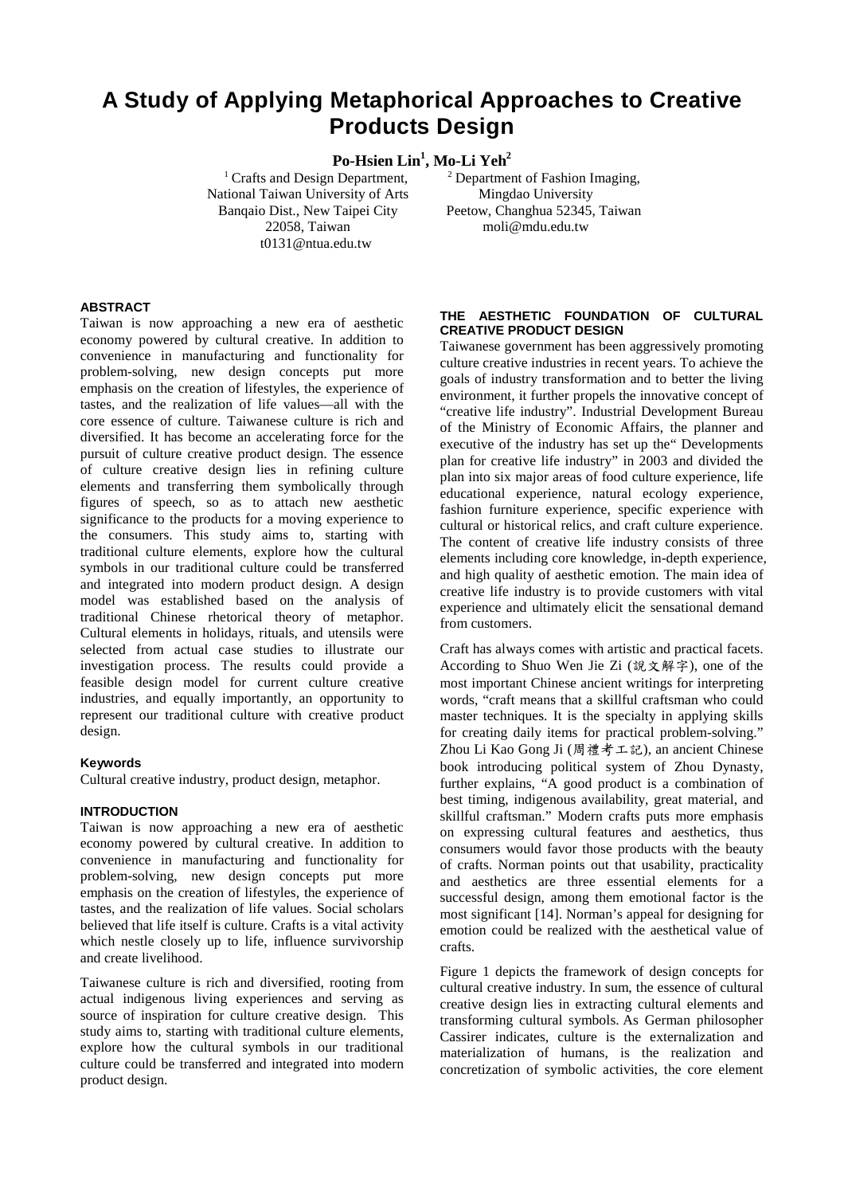# A Study of Applying Metaphorical Approaches to Creative Products Design

**Po-Hsien Lin[1], Mo-Li Yeh[2]**

[1] Crafts and Design Department,
National Taiwan University of Arts
Banqaio Dist., New Taipei City
22058, Taiwan
t0131@ntua.edu.tw

[2] Department of Fashion Imaging,
Mingdao University
Peetow, Changhua 52345, Taiwan
moli@mdu.edu.tw

## ABSTRACT

Taiwan is now approaching a new era of aesthetic economy powered by cultural creative. In addition to convenience in manufacturing and functionality for problem-solving, new design concepts put more emphasis on the creation of lifestyles, the experience of tastes, and the realization of life values—all with the core essence of culture. Taiwanese culture is rich and diversified. It has become an accelerating force for the pursuit of culture creative product design. The essence of culture creative design lies in refining culture elements and transferring them symbolically through figures of speech, so as to attach new aesthetic significance to the products for a moving experience to the consumers. This study aims to, starting with traditional culture elements, explore how the cultural symbols in our traditional culture could be transferred and integrated into modern product design. A design model was established based on the analysis of traditional Chinese rhetorical theory of metaphor. Cultural elements in holidays, rituals, and utensils were selected from actual case studies to illustrate our investigation process. The results could provide a feasible design model for current culture creative industries, and equally importantly, an opportunity to represent our traditional culture with creative product design.

### Keywords

Cultural creative industry, product design, metaphor.

## INTRODUCTION

Taiwan is now approaching a new era of aesthetic economy powered by cultural creative. In addition to convenience in manufacturing and functionality for problem-solving, new design concepts put more emphasis on the creation of lifestyles, the experience of tastes, and the realization of life values. Social scholars believed that life itself is culture. Crafts is a vital activity which nestle closely up to life, influence survivorship and create livelihood.

Taiwanese culture is rich and diversified, rooting from actual indigenous living experiences and serving as source of inspiration for culture creative design. This study aims to, starting with traditional culture elements, explore how the cultural symbols in our traditional culture could be transferred and integrated into modern product design.

## THE AESTHETIC FOUNDATION OF CULTURAL CREATIVE PRODUCT DESIGN

Taiwanese government has been aggressively promoting culture creative industries in recent years. To achieve the goals of industry transformation and to better the living environment, it further propels the innovative concept of "creative life industry". Industrial Development Bureau of the Ministry of Economic Affairs, the planner and executive of the industry has set up the" Developments plan for creative life industry" in 2003 and divided the plan into six major areas of food culture experience, life educational experience, natural ecology experience, fashion furniture experience, specific experience with cultural or historical relics, and craft culture experience. The content of creative life industry consists of three elements including core knowledge, in-depth experience, and high quality of aesthetic emotion. The main idea of creative life industry is to provide customers with vital experience and ultimately elicit the sensational demand from customers.

Craft has always comes with artistic and practical facets. According to Shuo Wen Jie Zi (說文解字), one of the most important Chinese ancient writings for interpreting words, "craft means that a skillful craftsman who could master techniques. It is the specialty in applying skills for creating daily items for practical problem-solving." Zhou Li Kao Gong Ji (周禮考工記), an ancient Chinese book introducing political system of Zhou Dynasty, further explains, "A good product is a combination of best timing, indigenous availability, great material, and skillful craftsman." Modern crafts puts more emphasis on expressing cultural features and aesthetics, thus consumers would favor those products with the beauty of crafts. Norman points out that usability, practicality and aesthetics are three essential elements for a successful design, among them emotional factor is the most significant [14]. Norman's appeal for designing for emotion could be realized with the aesthetical value of crafts.

Figure 1 depicts the framework of design concepts for cultural creative industry. In sum, the essence of cultural creative design lies in extracting cultural elements and transforming cultural symbols. As German philosopher Cassirer indicates, culture is the externalization and materialization of humans, is the realization and concretization of symbolic activities, the core element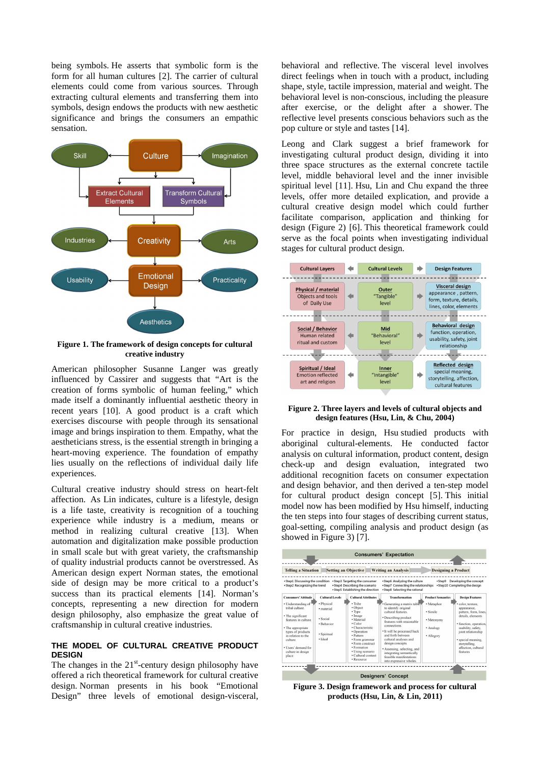being symbols. He asserts that symbolic form is the form for all human cultures [2]. The carrier of cultural elements could come from various sources. Through extracting cultural elements and transferring them into symbols, design endows the products with new aesthetic significance and brings the consumers an empathic sensation.

**Figure 1. The framework of design concepts for cultural creative industry**

American philosopher Susanne Langer was greatly influenced by Cassirer and suggests that "Art is the creation of forms symbolic of human feeling," which made itself a dominantly influential aesthetic theory in recent years [10]. A good product is a craft which exercises discourse with people through its sensational image and brings inspiration to them. Empathy, what the aestheticians stress, is the essential strength in bringing a heart-moving experience. The foundation of empathy lies usually on the reflections of individual daily life experiences.

Cultural creative industry should stress on heart-felt affection. As Lin indicates, culture is a lifestyle, design is a life taste, creativity is recognition of a touching experience while industry is a medium, means or method in realizing cultural creative [13]. When automation and digitalization make possible production in small scale but with great variety, the craftsmanship of quality industrial products cannot be overstressed. As American design expert Norman states, the emotional side of design may be more critical to a product's success than its practical elements [14]. Norman's concepts, representing a new direction for modern design philosophy, also emphasize the great value of craftsmanship in cultural creative industries.

## THE MODEL OF CULTURAL CREATIVE PRODUCT DESIGN

The changes in the 21st-century design philosophy have offered a rich theoretical framework for cultural creative design. Norman presents in his book "Emotional Design" three levels of emotional design-visceral, behavioral and reflective. The visceral level involves direct feelings when in touch with a product, including shape, style, tactile impression, material and weight. The behavioral level is non-conscious, including the pleasure after exercise, or the delight after a shower. The reflective level presents conscious behaviors such as the pop culture or style and tastes [14].

Leong and Clark suggest a brief framework for investigating cultural product design, dividing it into three space structures as the external concrete tactile level, middle behavioral level and the inner invisible spiritual level [11]. Hsu, Lin and Chu expand the three levels, offer more detailed explication, and provide a cultural creative design model which could further facilitate comparison, application and thinking for design (Figure 2) [6]. This theoretical framework could serve as the focal points when investigating individual stages for cultural product design.

**Figure 2. Three layers and levels of cultural objects and design features (Hsu, Lin, & Chu, 2004)**

For practice in design, Hsu studied products with aboriginal cultural-elements. He conducted factor analysis on cultural information, product content, design check-up and design evaluation, integrated two additional recognition facets on consumer expectation and design behavior, and then derived a ten-step model for cultural product design concept [5]. This initial model now has been modified by Hsu himself, inducting the ten steps into four stages of describing current status, goal-setting, compiling analysis and product design (as showed in Figure 3) [7].

**Figure 3. Design framework and process for cultural products (Hsu, Lin, & Lin, 2011)**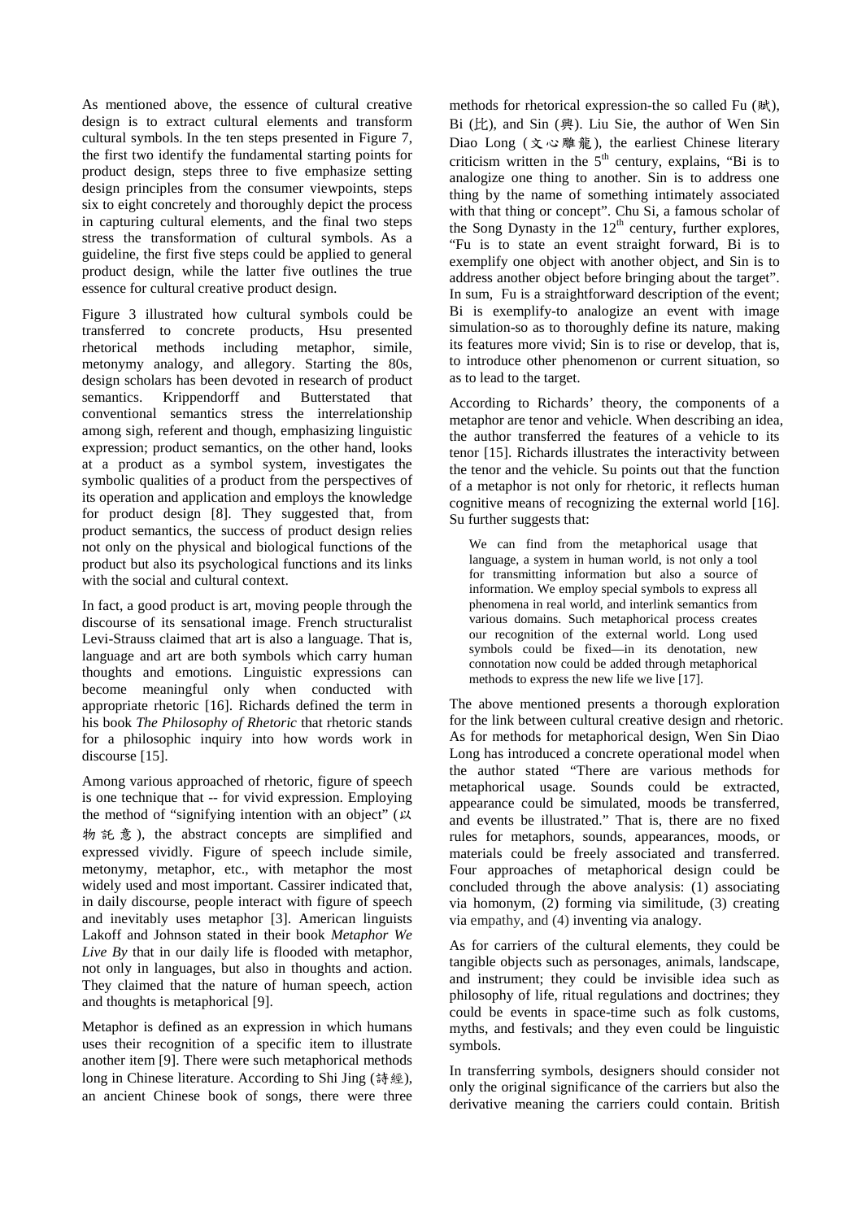As mentioned above, the essence of cultural creative design is to extract cultural elements and transform cultural symbols. In the ten steps presented in Figure 7, the first two identify the fundamental starting points for product design, steps three to five emphasize setting design principles from the consumer viewpoints, steps six to eight concretely and thoroughly depict the process in capturing cultural elements, and the final two steps stress the transformation of cultural symbols. As a guideline, the first five steps could be applied to general product design, while the latter five outlines the true essence for cultural creative product design.

Figure 3 illustrated how cultural symbols could be transferred to concrete products, Hsu presented rhetorical methods including metaphor, simile, metonymy analogy, and allegory. Starting the 80s, design scholars has been devoted in research of product semantics. Krippendorff and Butterstated that conventional semantics stress the interrelationship among sigh, referent and though, emphasizing linguistic expression; product semantics, on the other hand, looks at a product as a symbol system, investigates the symbolic qualities of a product from the perspectives of its operation and application and employs the knowledge for product design [8]. They suggested that, from product semantics, the success of product design relies not only on the physical and biological functions of the product but also its psychological functions and its links with the social and cultural context.

In fact, a good product is art, moving people through the discourse of its sensational image. French structuralist Levi-Strauss claimed that art is also a language. That is, language and art are both symbols which carry human thoughts and emotions. Linguistic expressions can become meaningful only when conducted with appropriate rhetoric [16]. Richards defined the term in his book *The Philosophy of Rhetoric* that rhetoric stands for a philosophic inquiry into how words work in discourse [15].

Among various approached of rhetoric, figure of speech is one technique that -- for vivid expression. Employing the method of "signifying intention with an object" (以物託意), the abstract concepts are simplified and expressed vividly. Figure of speech include simile, metonymy, metaphor, etc., with metaphor the most widely used and most important. Cassirer indicated that, in daily discourse, people interact with figure of speech and inevitably uses metaphor [3]. American linguists Lakoff and Johnson stated in their book *Metaphor We Live By* that in our daily life is flooded with metaphor, not only in languages, but also in thoughts and action. They claimed that the nature of human speech, action and thoughts is metaphorical [9].

Metaphor is defined as an expression in which humans uses their recognition of a specific item to illustrate another item [9]. There were such metaphorical methods long in Chinese literature. According to Shi Jing (詩經), an ancient Chinese book of songs, there were three methods for rhetorical expression-the so called Fu (賦), Bi (比), and Sin (興). Liu Sie, the author of Wen Sin Diao Long (文心雕龍), the earliest Chinese literary criticism written in the 5th century, explains, "Bi is to analogize one thing to another. Sin is to address one thing by the name of something intimately associated with that thing or concept". Chu Si, a famous scholar of the Song Dynasty in the 12th century, further explores, "Fu is to state an event straight forward, Bi is to exemplify one object with another object, and Sin is to address another object before bringing about the target". In sum, Fu is a straightforward description of the event; Bi is exemplify-to analogize an event with image simulation-so as to thoroughly define its nature, making its features more vivid; Sin is to rise or develop, that is, to introduce other phenomenon or current situation, so as to lead to the target.

According to Richards' theory, the components of a metaphor are tenor and vehicle. When describing an idea, the author transferred the features of a vehicle to its tenor [15]. Richards illustrates the interactivity between the tenor and the vehicle. Su points out that the function of a metaphor is not only for rhetoric, it reflects human cognitive means of recognizing the external world [16]. Su further suggests that:

> We can find from the metaphorical usage that language, a system in human world, is not only a tool for transmitting information but also a source of information. We employ special symbols to express all phenomena in real world, and interlink semantics from various domains. Such metaphorical process creates our recognition of the external world. Long used symbols could be fixed—in its denotation, new connotation now could be added through metaphorical methods to express the new life we live [17].

The above mentioned presents a thorough exploration for the link between cultural creative design and rhetoric. As for methods for metaphorical design, Wen Sin Diao Long has introduced a concrete operational model when the author stated "There are various methods for metaphorical usage. Sounds could be extracted, appearance could be simulated, moods be transferred, and events be illustrated." That is, there are no fixed rules for metaphors, sounds, appearances, moods, or materials could be freely associated and transferred. Four approaches of metaphorical design could be concluded through the above analysis: (1) associating via homonym, (2) forming via similitude, (3) creating via empathy, and (4) inventing via analogy.

As for carriers of the cultural elements, they could be tangible objects such as personages, animals, landscape, and instrument; they could be invisible idea such as philosophy of life, ritual regulations and doctrines; they could be events in space-time such as folk customs, myths, and festivals; and they even could be linguistic symbols.

In transferring symbols, designers should consider not only the original significance of the carriers but also the derivative meaning the carriers could contain. British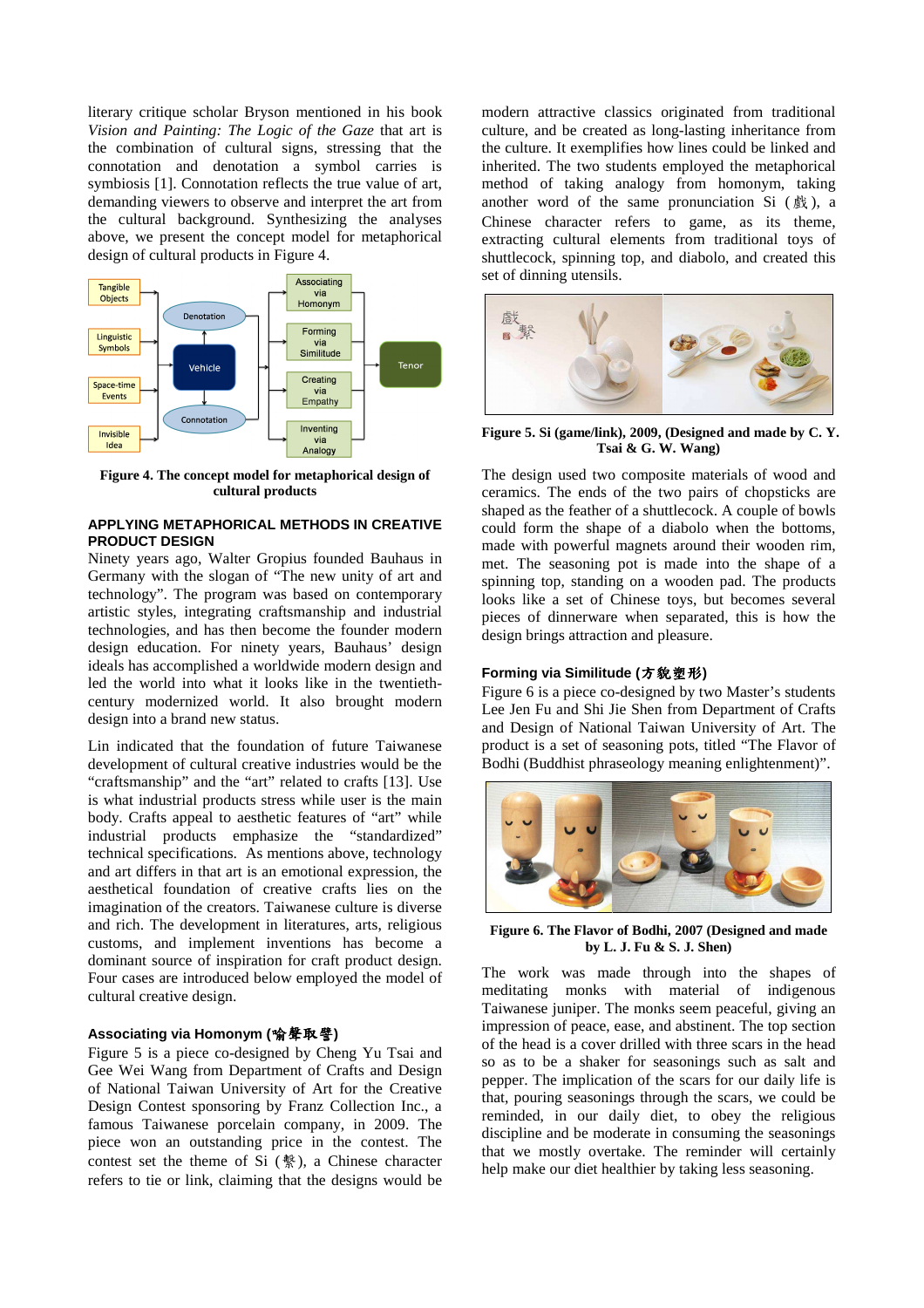literary critique scholar Bryson mentioned in his book *Vision and Painting: The Logic of the Gaze* that art is the combination of cultural signs, stressing that the connotation and denotation a symbol carries is symbiosis [1]. Connotation reflects the true value of art, demanding viewers to observe and interpret the art from the cultural background. Synthesizing the analyses above, we present the concept model for metaphorical design of cultural products in Figure 4.

**Figure 4. The concept model for metaphorical design of cultural products**

## APPLYING METAPHORICAL METHODS IN CREATIVE PRODUCT DESIGN

Ninety years ago, Walter Gropius founded Bauhaus in Germany with the slogan of "The new unity of art and technology". The program was based on contemporary artistic styles, integrating craftsmanship and industrial technologies, and has then become the founder modern design education. For ninety years, Bauhaus' design ideals has accomplished a worldwide modern design and led the world into what it looks like in the twentieth-century modernized world. It also brought modern design into a brand new status.

Lin indicated that the foundation of future Taiwanese development of cultural creative industries would be the "craftsmanship" and the "art" related to crafts [13]. Use is what industrial products stress while user is the main body. Crafts appeal to aesthetic features of "art" while industrial products emphasize the "standardized" technical specifications. As mentions above, technology and art differs in that art is an emotional expression, the aesthetical foundation of creative crafts lies on the imagination of the creators. Taiwanese culture is diverse and rich. The development in literatures, arts, religious customs, and implement inventions has become a dominant source of inspiration for craft product design. Four cases are introduced below employed the model of cultural creative design.

### Associating via Homonym (喻聲取譬)

Figure 5 is a piece co-designed by Cheng Yu Tsai and Gee Wei Wang from Department of Crafts and Design of National Taiwan University of Art for the Creative Design Contest sponsoring by Franz Collection Inc., a famous Taiwanese porcelain company, in 2009. The piece won an outstanding price in the contest. The contest set the theme of Si (繫), a Chinese character refers to tie or link, claiming that the designs would be modern attractive classics originated from traditional culture, and be created as long-lasting inheritance from the culture. It exemplifies how lines could be linked and inherited. The two students employed the metaphorical method of taking analogy from homonym, taking another word of the same pronunciation Si (戲), a Chinese character refers to game, as its theme, extracting cultural elements from traditional toys of shuttlecock, spinning top, and diabolo, and created this set of dinning utensils.

**Figure 5. Si (game/link), 2009, (Designed and made by C. Y. Tsai & G. W. Wang)**

The design used two composite materials of wood and ceramics. The ends of the two pairs of chopsticks are shaped as the feather of a shuttlecock. A couple of bowls could form the shape of a diabolo when the bottoms, made with powerful magnets around their wooden rim, met. The seasoning pot is made into the shape of a spinning top, standing on a wooden pad. The products looks like a set of Chinese toys, but becomes several pieces of dinnerware when separated, this is how the design brings attraction and pleasure.

### Forming via Similitude (方貌塑形)

Figure 6 is a piece co-designed by two Master's students Lee Jen Fu and Shi Jie Shen from Department of Crafts and Design of National Taiwan University of Art. The product is a set of seasoning pots, titled "The Flavor of Bodhi (Buddhist phraseology meaning enlightenment)".

**Figure 6. The Flavor of Bodhi, 2007 (Designed and made by L. J. Fu & S. J. Shen)**

The work was made through into the shapes of meditating monks with material of indigenous Taiwanese juniper. The monks seem peaceful, giving an impression of peace, ease, and abstinent. The top section of the head is a cover drilled with three scars in the head so as to be a shaker for seasonings such as salt and pepper. The implication of the scars for our daily life is that, pouring seasonings through the scars, we could be reminded, in our daily diet, to obey the religious discipline and be moderate in consuming the seasonings that we mostly overtake. The reminder will certainly help make our diet healthier by taking less seasoning.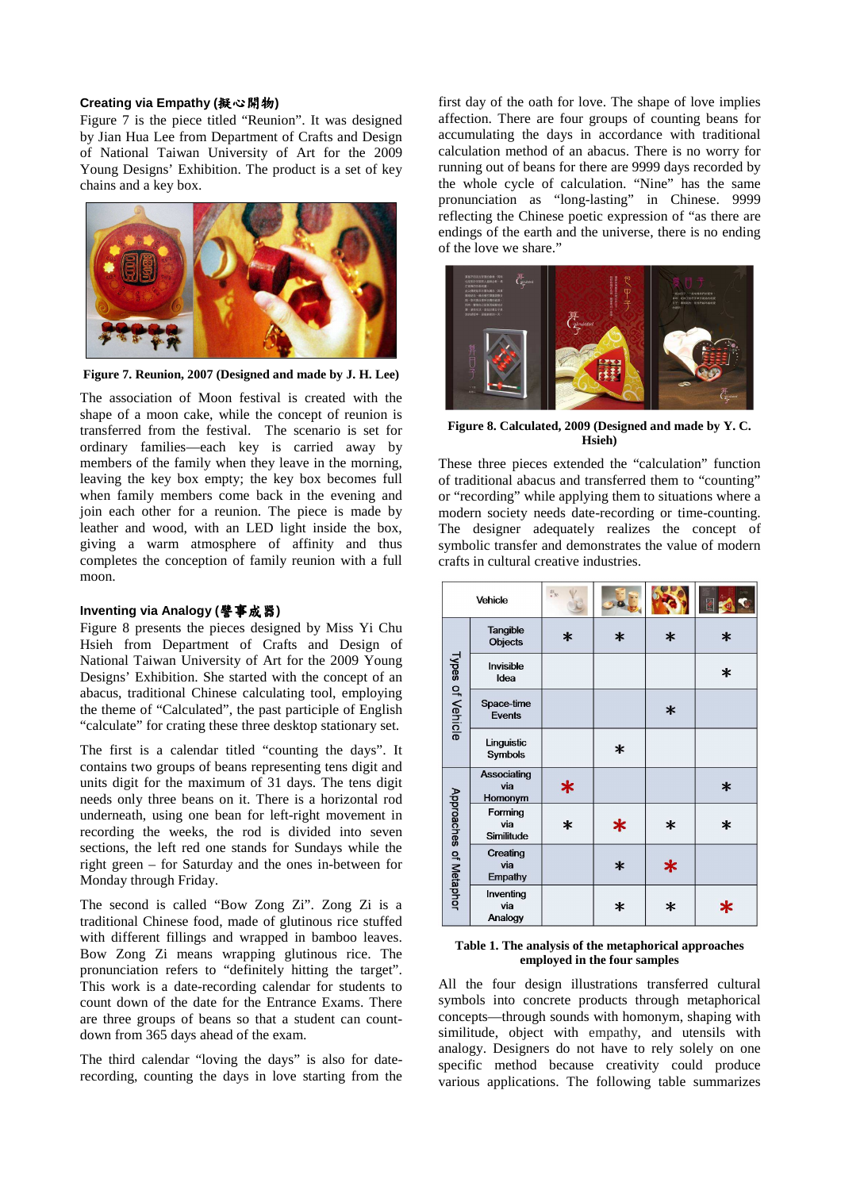### Creating via Empathy (擬心開物)

Figure 7 is the piece titled "Reunion". It was designed by Jian Hua Lee from Department of Crafts and Design of National Taiwan University of Art for the 2009 Young Designs' Exhibition. The product is a set of key chains and a key box.

**Figure 7. Reunion, 2007 (Designed and made by J. H. Lee)**

The association of Moon festival is created with the shape of a moon cake, while the concept of reunion is transferred from the festival. The scenario is set for ordinary families—each key is carried away by members of the family when they leave in the morning, leaving the key box empty; the key box becomes full when family members come back in the evening and join each other for a reunion. The piece is made by leather and wood, with an LED light inside the box, giving a warm atmosphere of affinity and thus completes the conception of family reunion with a full moon.

### Inventing via Analogy (譬事成器)

Figure 8 presents the pieces designed by Miss Yi Chu Hsieh from Department of Crafts and Design of National Taiwan University of Art for the 2009 Young Designs' Exhibition. She started with the concept of an abacus, traditional Chinese calculating tool, employing the theme of "Calculated", the past participle of English "calculate" for crating these three desktop stationary set.

The first is a calendar titled "counting the days". It contains two groups of beans representing tens digit and units digit for the maximum of 31 days. The tens digit needs only three beans on it. There is a horizontal rod underneath, using one bean for left-right movement in recording the weeks, the rod is divided into seven sections, the left red one stands for Sundays while the right green – for Saturday and the ones in-between for Monday through Friday.

The second is called "Bow Zong Zi". Zong Zi is a traditional Chinese food, made of glutinous rice stuffed with different fillings and wrapped in bamboo leaves. Bow Zong Zi means wrapping glutinous rice. The pronunciation refers to "definitely hitting the target". This work is a date-recording calendar for students to count down of the date for the Entrance Exams. There are three groups of beans so that a student can count-down from 365 days ahead of the exam.

The third calendar "loving the days" is also for date-recording, counting the days in love starting from the first day of the oath for love. The shape of love implies affection. There are four groups of counting beans for accumulating the days in accordance with traditional calculation method of an abacus. There is no worry for running out of beans for there are 9999 days recorded by the whole cycle of calculation. "Nine" has the same pronunciation as "long-lasting" in Chinese. 9999 reflecting the Chinese poetic expression of "as there are endings of the earth and the universe, there is no ending of the love we share."

**Figure 8. Calculated, 2009 (Designed and made by Y. C. Hsieh)**

These three pieces extended the "calculation" function of traditional abacus and transferred them to "counting" or "recording" while applying them to situations where a modern society needs date-recording or time-counting. The designer adequately realizes the concept of symbolic transfer and demonstrates the value of modern crafts in cultural creative industries.

| | Vehicle | (sample 1) | (sample 2) | (sample 3) | (sample 4) |
|---|---|---|---|---|---|
| Types of Vehicle | Tangible Objects | * | * | * | * |
| | Invisible Idea | | | | * |
| | Space-time Events | | | * | |
| | Linguistic Symbols | | * | | |
| Approaches of Metaphor | Associating via Homonym | * | | | * |
| | Forming via Similitude | * | * | * | * |
| | Creating via Empathy | | * | * | |
| | Inventing via Analogy | | * | * | * |

**Table 1. The analysis of the metaphorical approaches employed in the four samples**

All the four design illustrations transferred cultural symbols into concrete products through metaphorical concepts—through sounds with homonym, shaping with similitude, object with empathy, and utensils with analogy. Designers do not have to rely solely on one specific method because creativity could produce various applications. The following table summarizes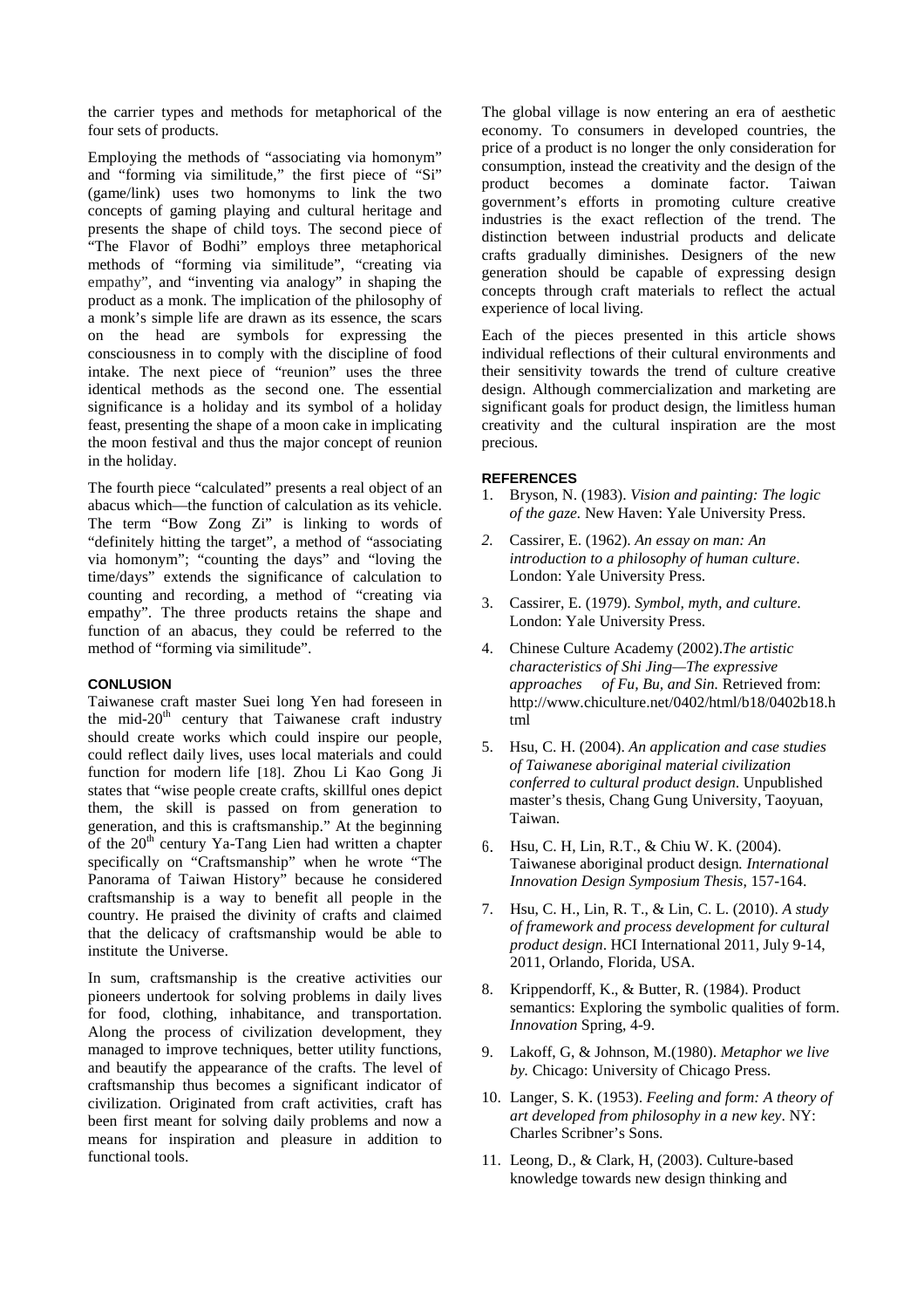the carrier types and methods for metaphorical of the four sets of products.

Employing the methods of "associating via homonym" and "forming via similitude," the first piece of "Si" (game/link) uses two homonyms to link the two concepts of gaming playing and cultural heritage and presents the shape of child toys. The second piece of "The Flavor of Bodhi" employs three metaphorical methods of "forming via similitude", "creating via empathy", and "inventing via analogy" in shaping the product as a monk. The implication of the philosophy of a monk's simple life are drawn as its essence, the scars on the head are symbols for expressing the consciousness in to comply with the discipline of food intake. The next piece of "reunion" uses the three identical methods as the second one. The essential significance is a holiday and its symbol of a holiday feast, presenting the shape of a moon cake in implicating the moon festival and thus the major concept of reunion in the holiday.

The fourth piece "calculated" presents a real object of an abacus which—the function of calculation as its vehicle. The term "Bow Zong Zi" is linking to words of "definitely hitting the target", a method of "associating via homonym"; "counting the days" and "loving the time/days" extends the significance of calculation to counting and recording, a method of "creating via empathy". The three products retains the shape and function of an abacus, they could be referred to the method of "forming via similitude".

### CONLUSION

Taiwanese craft master Suei long Yen had foreseen in the mid-20th century that Taiwanese craft industry should create works which could inspire our people, could reflect daily lives, uses local materials and could function for modern life [18]. Zhou Li Kao Gong Ji states that "wise people create crafts, skillful ones depict them, the skill is passed on from generation to generation, and this is craftsmanship." At the beginning of the 20th century Ya-Tang Lien had written a chapter specifically on "Craftsmanship" when he wrote "The Panorama of Taiwan History" because he considered craftsmanship is a way to benefit all people in the country. He praised the divinity of crafts and claimed that the delicacy of craftsmanship would be able to institute the Universe.

In sum, craftsmanship is the creative activities our pioneers undertook for solving problems in daily lives for food, clothing, inhabitance, and transportation. Along the process of civilization development, they managed to improve techniques, better utility functions, and beautify the appearance of the crafts. The level of craftsmanship thus becomes a significant indicator of civilization. Originated from craft activities, craft has been first meant for solving daily problems and now a means for inspiration and pleasure in addition to functional tools.

The global village is now entering an era of aesthetic economy. To consumers in developed countries, the price of a product is no longer the only consideration for consumption, instead the creativity and the design of the product becomes a dominate factor. Taiwan government's efforts in promoting culture creative industries is the exact reflection of the trend. The distinction between industrial products and delicate crafts gradually diminishes. Designers of the new generation should be capable of expressing design concepts through craft materials to reflect the actual experience of local living.

Each of the pieces presented in this article shows individual reflections of their cultural environments and their sensitivity towards the trend of culture creative design. Although commercialization and marketing are significant goals for product design, the limitless human creativity and the cultural inspiration are the most precious.

### REFERENCES

1. Bryson, N. (1983). *Vision and painting: The logic of the gaze.* New Haven: Yale University Press.
2. Cassirer, E. (1962). *An essay on man: An introduction to a philosophy of human culture*. London: Yale University Press.
3. Cassirer, E. (1979). *Symbol, myth, and culture.* London: Yale University Press.
4. Chinese Culture Academy (2002).*The artistic characteristics of Shi Jing—The expressive approaches of Fu, Bu, and Sin.* Retrieved from: http://www.chiculture.net/0402/html/b18/0402b18.html
5. Hsu, C. H. (2004). *An application and case studies of Taiwanese aboriginal material civilization conferred to cultural product design.* Unpublished master's thesis, Chang Gung University, Taoyuan, Taiwan.
6. Hsu, C. H, Lin, R.T., & Chiu W. K. (2004). Taiwanese aboriginal product design*. International Innovation Design Symposium Thesis,* 157-164.
7. Hsu, C. H., Lin, R. T., & Lin, C. L. (2010). *A study of framework and process development for cultural product design*. HCI International 2011, July 9-14, 2011, Orlando, Florida, USA.
8. Krippendorff, K., & Butter, R. (1984). Product semantics: Exploring the symbolic qualities of form. *Innovation* Spring, 4-9.
9. Lakoff, G, & Johnson, M.(1980). *Metaphor we live by.* Chicago: University of Chicago Press.
10. Langer, S. K. (1953). *Feeling and form: A theory of art developed from philosophy in a new key*. NY: Charles Scribner's Sons.
11. Leong, D., & Clark, H, (2003). Culture-based knowledge towards new design thinking and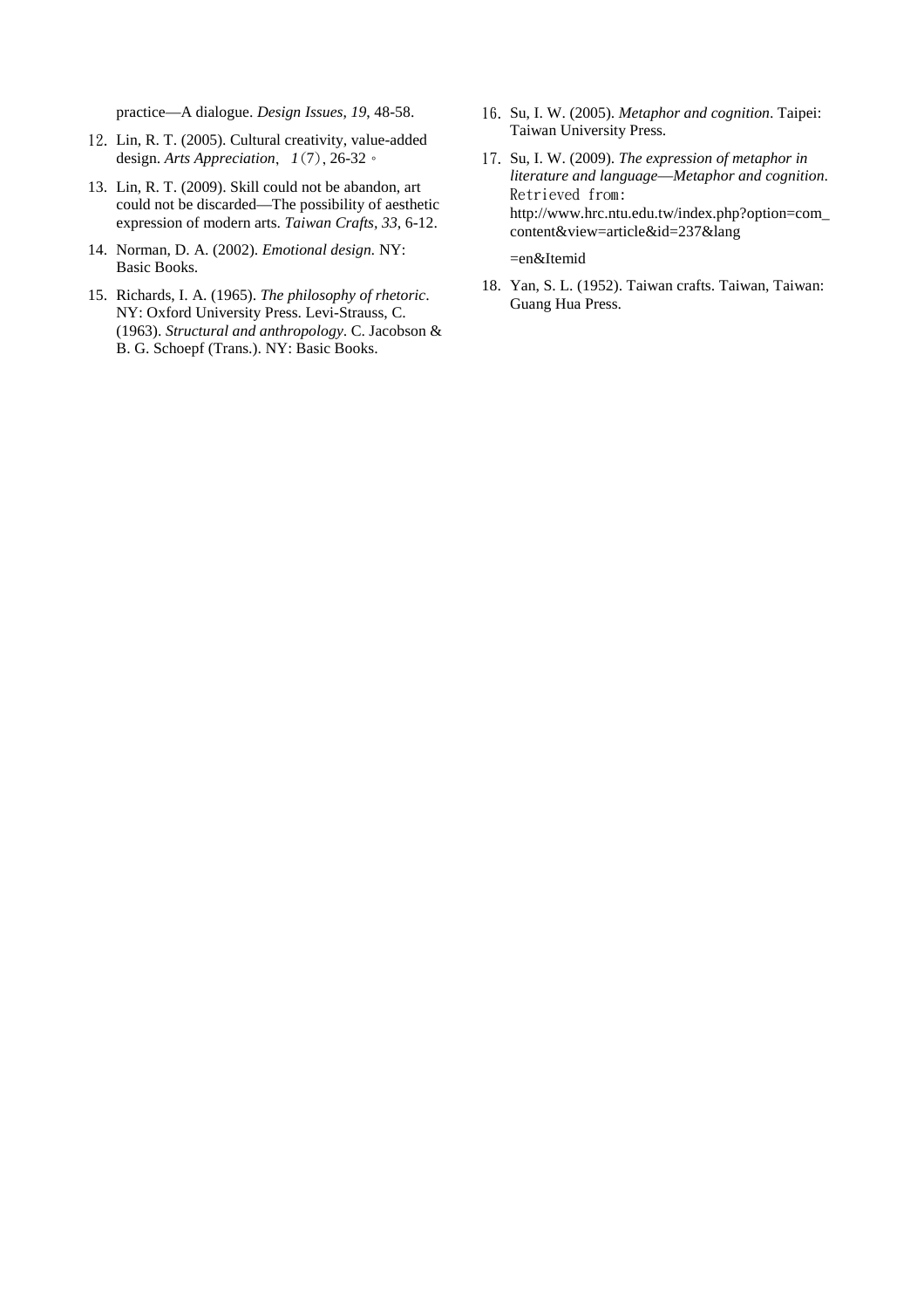practice—A dialogue. *Design Issues*, *19*, 48-58.

12. Lin, R. T. (2005). Cultural creativity, value-added design. *Arts Appreciation*, *1*(7), 26-32。

13. Lin, R. T. (2009). Skill could not be abandon, art could not be discarded—The possibility of aesthetic expression of modern arts. *Taiwan Crafts, 33*, 6-12.

14. Norman, D. A. (2002). *Emotional design*. NY: Basic Books.

15. Richards, I. A. (1965). *The philosophy of rhetoric*. NY: Oxford University Press. Levi-Strauss, C. (1963). *Structural and anthropology*. C. Jacobson & B. G. Schoepf (Trans.). NY: Basic Books.

16. Su, I. W. (2005). *Metaphor and cognition*. Taipei: Taiwan University Press.

17. Su, I. W. (2009). *The expression of metaphor in literature and language—Metaphor and cognition*. Retrieved from: http://www.hrc.ntu.edu.tw/index.php?option=com_content&view=article&id=237&lang

    =en&Itemid

18. Yan, S. L. (1952). Taiwan crafts. Taiwan, Taiwan: Guang Hua Press.